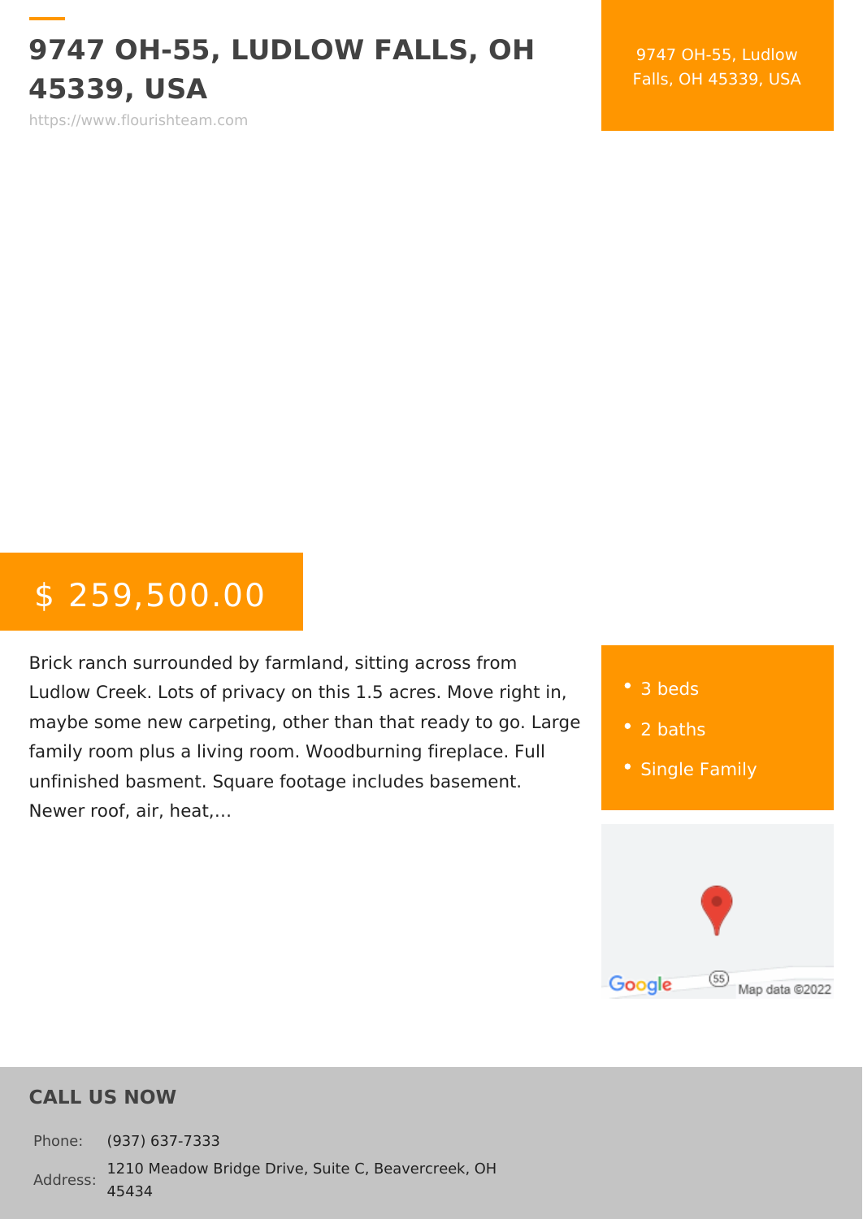# 9747 OH-55, LUDLOW FALLS, OH 45339, USA

https://www.flourishteam.com

9747 OH-55, Ludlow Falls, OH 45339, USA

$ 259,500.00

Brick ranch surrounded by farmland, sitting across from Ludlow Creek. Lots of privacy on this 1.5 acres. Move right in, maybe some new carpeting, other than that ready to go. Large family room plus a living room. Woodburning fireplace. Full unfinished basment. Square footage includes basement. Newer roof, air, heat,...

- 3 beds
- 2 baths
- Single Family

## CALL US NOW

| | |
|---|---|
| Phone: | (937) 637-7333 |
| Address: | 1210 Meadow Bridge Drive, Suite C, Beavercreek, OH 45434 |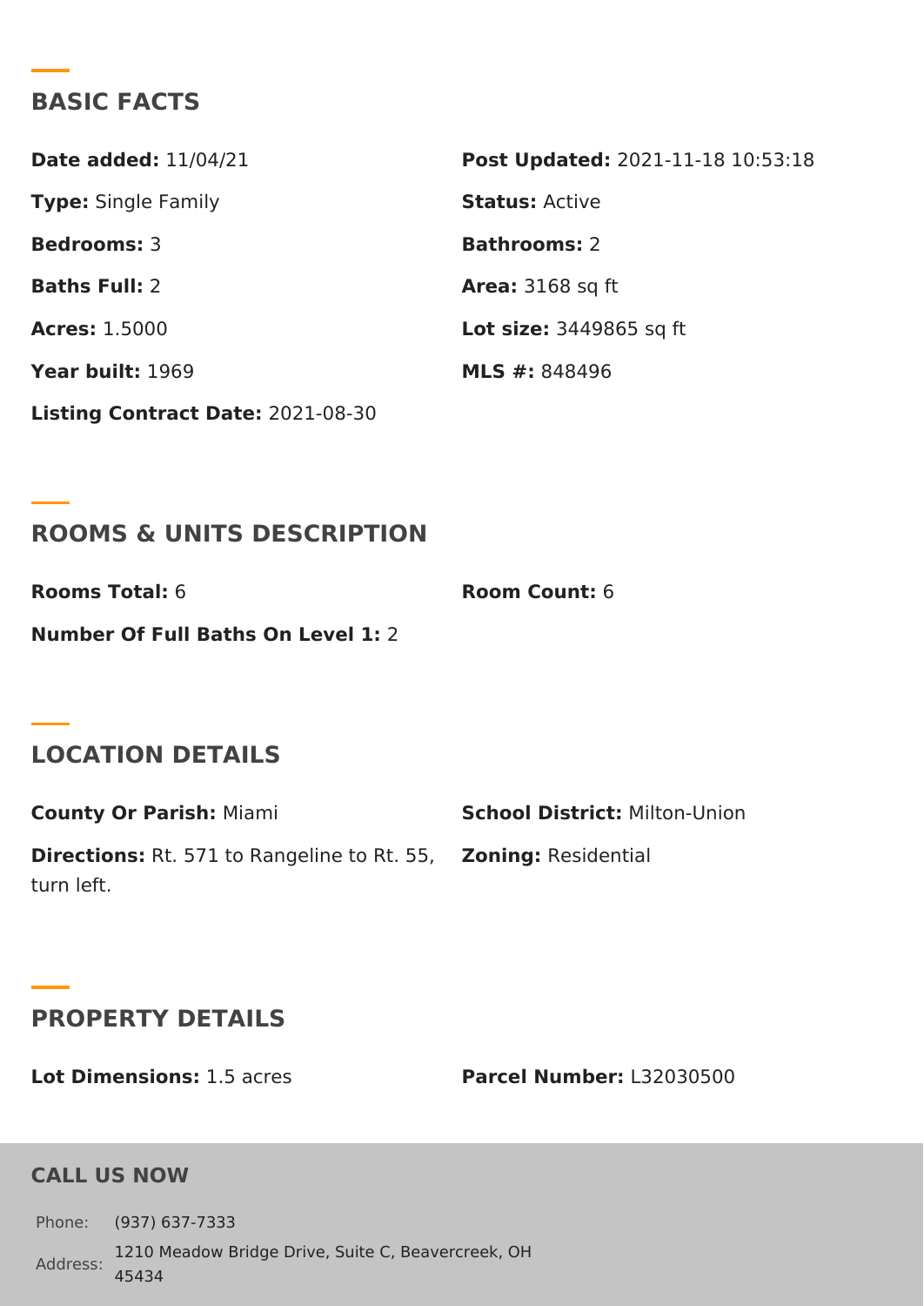## BASIC FACTS

**Date added:** 11/04/21

**Post Updated:** 2021-11-18 10:53:18

**Type:** Single Family

**Status:** Active

**Bedrooms:** 3

**Bathrooms:** 2

**Baths Full:** 2

**Area:** 3168 sq ft

**Acres:** 1.5000

**Lot size:** 3449865 sq ft

**Year built:** 1969

**MLS #:** 848496

**Listing Contract Date:** 2021-08-30

## ROOMS & UNITS DESCRIPTION

**Rooms Total:** 6

**Room Count:** 6

**Number Of Full Baths On Level 1:** 2

## LOCATION DETAILS

**County Or Parish:** Miami

**School District:** Milton-Union

**Directions:** Rt. 571 to Rangeline to Rt. 55, turn left.

**Zoning:** Residential

## PROPERTY DETAILS

**Lot Dimensions:** 1.5 acres

**Parcel Number:** L32030500

## CALL US NOW

Phone: (937) 637-7333

Address: 1210 Meadow Bridge Drive, Suite C, Beavercreek, OH 45434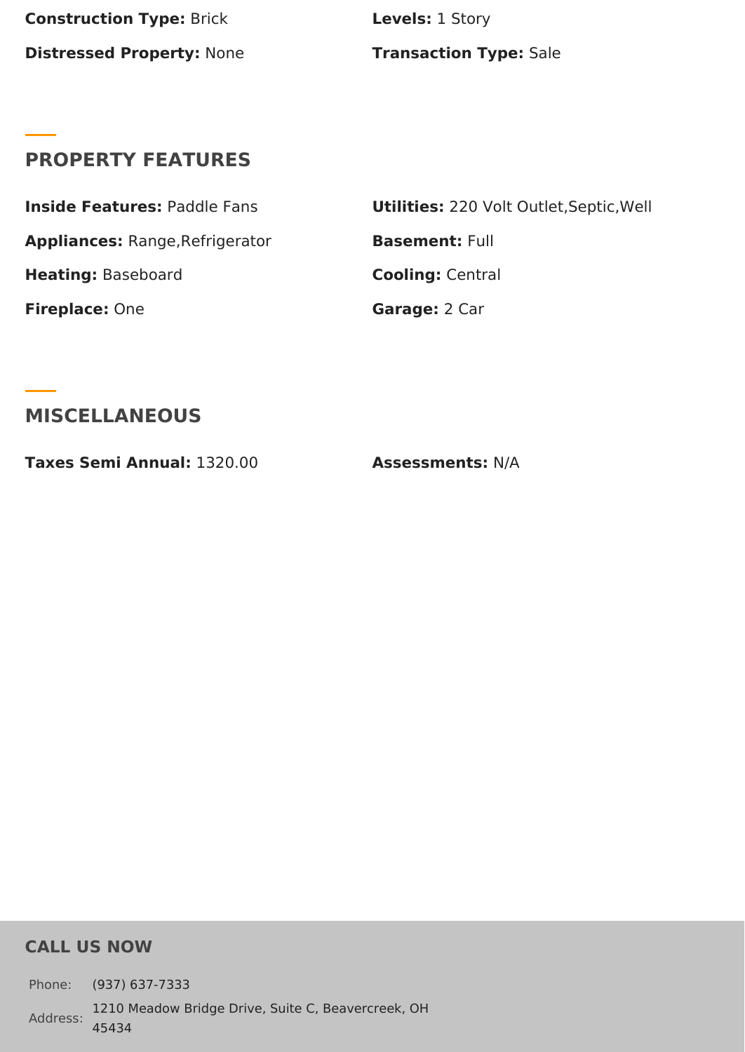**Construction Type:** Brick

**Levels:** 1 Story

**Distressed Property:** None

**Transaction Type:** Sale

## PROPERTY FEATURES

**Inside Features:** Paddle Fans

**Utilities:** 220 Volt Outlet,Septic,Well

**Appliances:** Range,Refrigerator

**Basement:** Full

**Heating:** Baseboard

**Cooling:** Central

**Fireplace:** One

**Garage:** 2 Car

## MISCELLANEOUS

**Taxes Semi Annual:** 1320.00

**Assessments:** N/A

## CALL US NOW

Phone: (937) 637-7333

Address: 1210 Meadow Bridge Drive, Suite C, Beavercreek, OH 45434